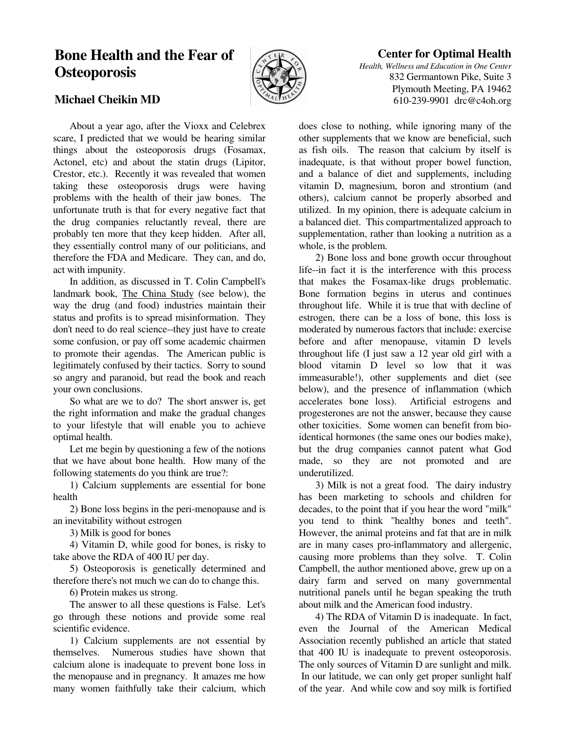# Bone Health and the Fear of Osteoporosis

## Michael Cheikin MD

**Center for Optimal Health**
*Health, Wellness and Education in One Center*
832 Germantown Pike, Suite 3
Plymouth Meeting, PA 19462
610-239-9901 drc@c4oh.org

About a year ago, after the Vioxx and Celebrex scare, I predicted that we would be hearing similar things about the osteoporosis drugs (Fosamax, Actonel, etc) and about the statin drugs (Lipitor, Crestor, etc.). Recently it was revealed that women taking these osteoporosis drugs were having problems with the health of their jaw bones. The unfortunate truth is that for every negative fact that the drug companies reluctantly reveal, there are probably ten more that they keep hidden. After all, they essentially control many of our politicians, and therefore the FDA and Medicare. They can, and do, act with impunity.

In addition, as discussed in T. Colin Campbell's landmark book, The China Study (see below), the way the drug (and food) industries maintain their status and profits is to spread misinformation. They don't need to do real science--they just have to create some confusion, or pay off some academic chairmen to promote their agendas. The American public is legitimately confused by their tactics. Sorry to sound so angry and paranoid, but read the book and reach your own conclusions.

So what are we to do? The short answer is, get the right information and make the gradual changes to your lifestyle that will enable you to achieve optimal health.

Let me begin by questioning a few of the notions that we have about bone health. How many of the following statements do you think are true?:

1) Calcium supplements are essential for bone health

2) Bone loss begins in the peri-menopause and is an inevitability without estrogen

3) Milk is good for bones

4) Vitamin D, while good for bones, is risky to take above the RDA of 400 IU per day.

5) Osteoporosis is genetically determined and therefore there's not much we can do to change this.

6) Protein makes us strong.

The answer to all these questions is False. Let's go through these notions and provide some real scientific evidence.

1) Calcium supplements are not essential by themselves. Numerous studies have shown that calcium alone is inadequate to prevent bone loss in the menopause and in pregnancy. It amazes me how many women faithfully take their calcium, which does close to nothing, while ignoring many of the other supplements that we know are beneficial, such as fish oils. The reason that calcium by itself is inadequate, is that without proper bowel function, and a balance of diet and supplements, including vitamin D, magnesium, boron and strontium (and others), calcium cannot be properly absorbed and utilized. In my opinion, there is adequate calcium in a balanced diet. This compartmentalized approach to supplementation, rather than looking a nutrition as a whole, is the problem.

2) Bone loss and bone growth occur throughout life--in fact it is the interference with this process that makes the Fosamax-like drugs problematic. Bone formation begins in uterus and continues throughout life. While it is true that with decline of estrogen, there can be a loss of bone, this loss is moderated by numerous factors that include: exercise before and after menopause, vitamin D levels throughout life (I just saw a 12 year old girl with a blood vitamin D level so low that it was immeasurable!), other supplements and diet (see below), and the presence of inflammation (which accelerates bone loss). Artificial estrogens and progesterones are not the answer, because they cause other toxicities. Some women can benefit from bio-identical hormones (the same ones our bodies make), but the drug companies cannot patent what God made, so they are not promoted and are underutilized.

3) Milk is not a great food. The dairy industry has been marketing to schools and children for decades, to the point that if you hear the word "milk" you tend to think "healthy bones and teeth". However, the animal proteins and fat that are in milk are in many cases pro-inflammatory and allergenic, causing more problems than they solve. T. Colin Campbell, the author mentioned above, grew up on a dairy farm and served on many governmental nutritional panels until he began speaking the truth about milk and the American food industry.

4) The RDA of Vitamin D is inadequate. In fact, even the Journal of the American Medical Association recently published an article that stated that 400 IU is inadequate to prevent osteoporosis. The only sources of Vitamin D are sunlight and milk. In our latitude, we can only get proper sunlight half of the year. And while cow and soy milk is fortified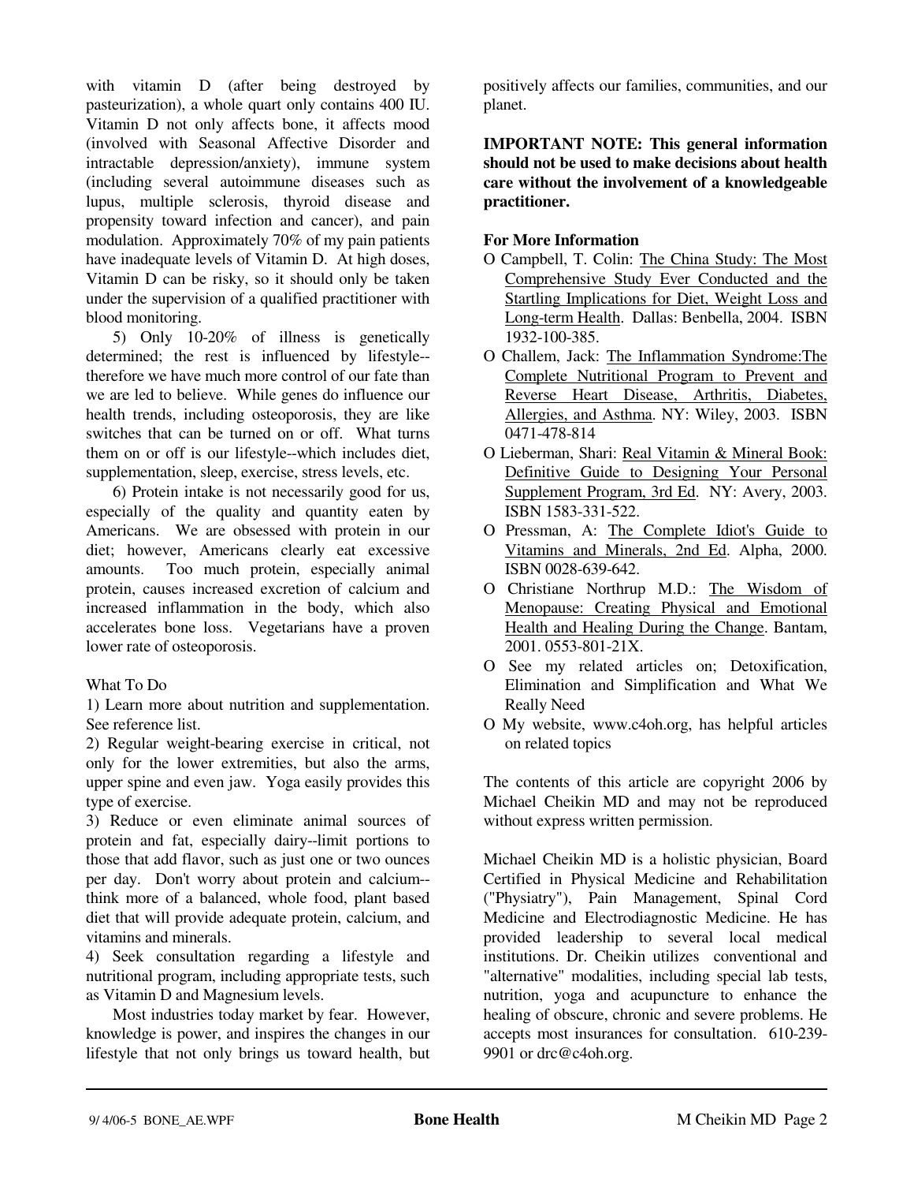with vitamin D (after being destroyed by pasteurization), a whole quart only contains 400 IU. Vitamin D not only affects bone, it affects mood (involved with Seasonal Affective Disorder and intractable depression/anxiety), immune system (including several autoimmune diseases such as lupus, multiple sclerosis, thyroid disease and propensity toward infection and cancer), and pain modulation. Approximately 70% of my pain patients have inadequate levels of Vitamin D. At high doses, Vitamin D can be risky, so it should only be taken under the supervision of a qualified practitioner with blood monitoring.

5) Only 10-20% of illness is genetically determined; the rest is influenced by lifestyle--therefore we have much more control of our fate than we are led to believe. While genes do influence our health trends, including osteoporosis, they are like switches that can be turned on or off. What turns them on or off is our lifestyle--which includes diet, supplementation, sleep, exercise, stress levels, etc.

6) Protein intake is not necessarily good for us, especially of the quality and quantity eaten by Americans. We are obsessed with protein in our diet; however, Americans clearly eat excessive amounts. Too much protein, especially animal protein, causes increased excretion of calcium and increased inflammation in the body, which also accelerates bone loss. Vegetarians have a proven lower rate of osteoporosis.

What To Do

1) Learn more about nutrition and supplementation. See reference list.

2) Regular weight-bearing exercise in critical, not only for the lower extremities, but also the arms, upper spine and even jaw. Yoga easily provides this type of exercise.

3) Reduce or even eliminate animal sources of protein and fat, especially dairy--limit portions to those that add flavor, such as just one or two ounces per day. Don't worry about protein and calcium--think more of a balanced, whole food, plant based diet that will provide adequate protein, calcium, and vitamins and minerals.

4) Seek consultation regarding a lifestyle and nutritional program, including appropriate tests, such as Vitamin D and Magnesium levels.

Most industries today market by fear. However, knowledge is power, and inspires the changes in our lifestyle that not only brings us toward health, but positively affects our families, communities, and our planet.

**IMPORTANT NOTE: This general information should not be used to make decisions about health care without the involvement of a knowledgeable practitioner.**

**For More Information**

- Campbell, T. Colin: The China Study: The Most Comprehensive Study Ever Conducted and the Startling Implications for Diet, Weight Loss and Long-term Health. Dallas: Benbella, 2004. ISBN 1932-100-385.
- Challem, Jack: The Inflammation Syndrome:The Complete Nutritional Program to Prevent and Reverse Heart Disease, Arthritis, Diabetes, Allergies, and Asthma. NY: Wiley, 2003. ISBN 0471-478-814
- Lieberman, Shari: Real Vitamin & Mineral Book: Definitive Guide to Designing Your Personal Supplement Program, 3rd Ed. NY: Avery, 2003. ISBN 1583-331-522.
- Pressman, A: The Complete Idiot's Guide to Vitamins and Minerals, 2nd Ed. Alpha, 2000. ISBN 0028-639-642.
- Christiane Northrup M.D.: The Wisdom of Menopause: Creating Physical and Emotional Health and Healing During the Change. Bantam, 2001. 0553-801-21X.
- See my related articles on; Detoxification, Elimination and Simplification and What We Really Need
- My website, www.c4oh.org, has helpful articles on related topics

The contents of this article are copyright 2006 by Michael Cheikin MD and may not be reproduced without express written permission.

Michael Cheikin MD is a holistic physician, Board Certified in Physical Medicine and Rehabilitation ("Physiatry"), Pain Management, Spinal Cord Medicine and Electrodiagnostic Medicine. He has provided leadership to several local medical institutions. Dr. Cheikin utilizes conventional and "alternative" modalities, including special lab tests, nutrition, yoga and acupuncture to enhance the healing of obscure, chronic and severe problems. He accepts most insurances for consultation. 610-239-9901 or drc@c4oh.org.